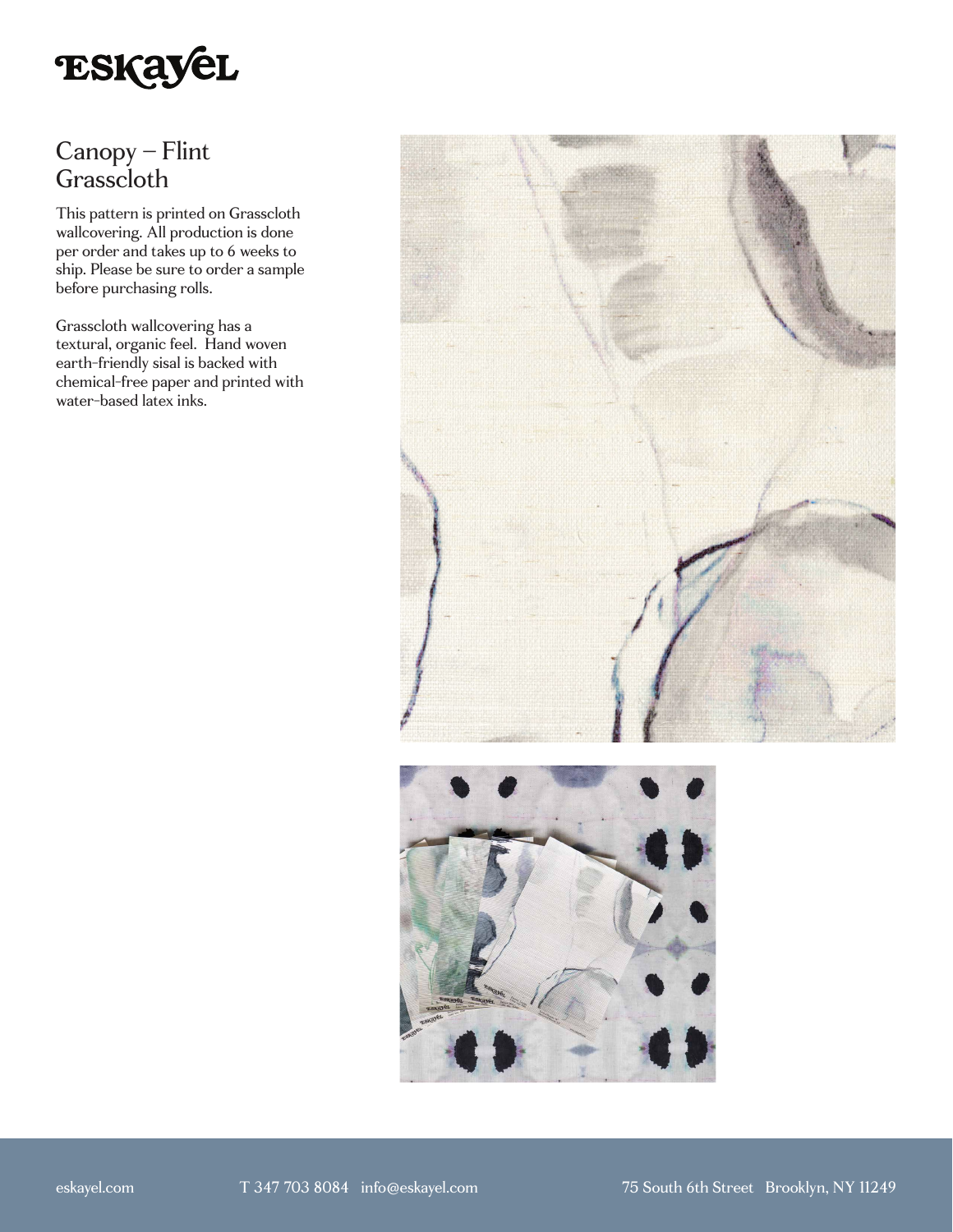# Canopy – Flint Grasscloth

This pattern is printed on Grasscloth wallcovering. All production is done per order and takes up to 6 weeks to ship. Please be sure to order a sample before purchasing rolls.

Grasscloth wallcovering has a textural, organic feel. Hand woven earth-friendly sisal is backed with chemical-free paper and printed with water-based latex inks.

eskayel.com T 347 703 8084 info@eskayel.com 75 South 6th Street Brooklyn, NY 11249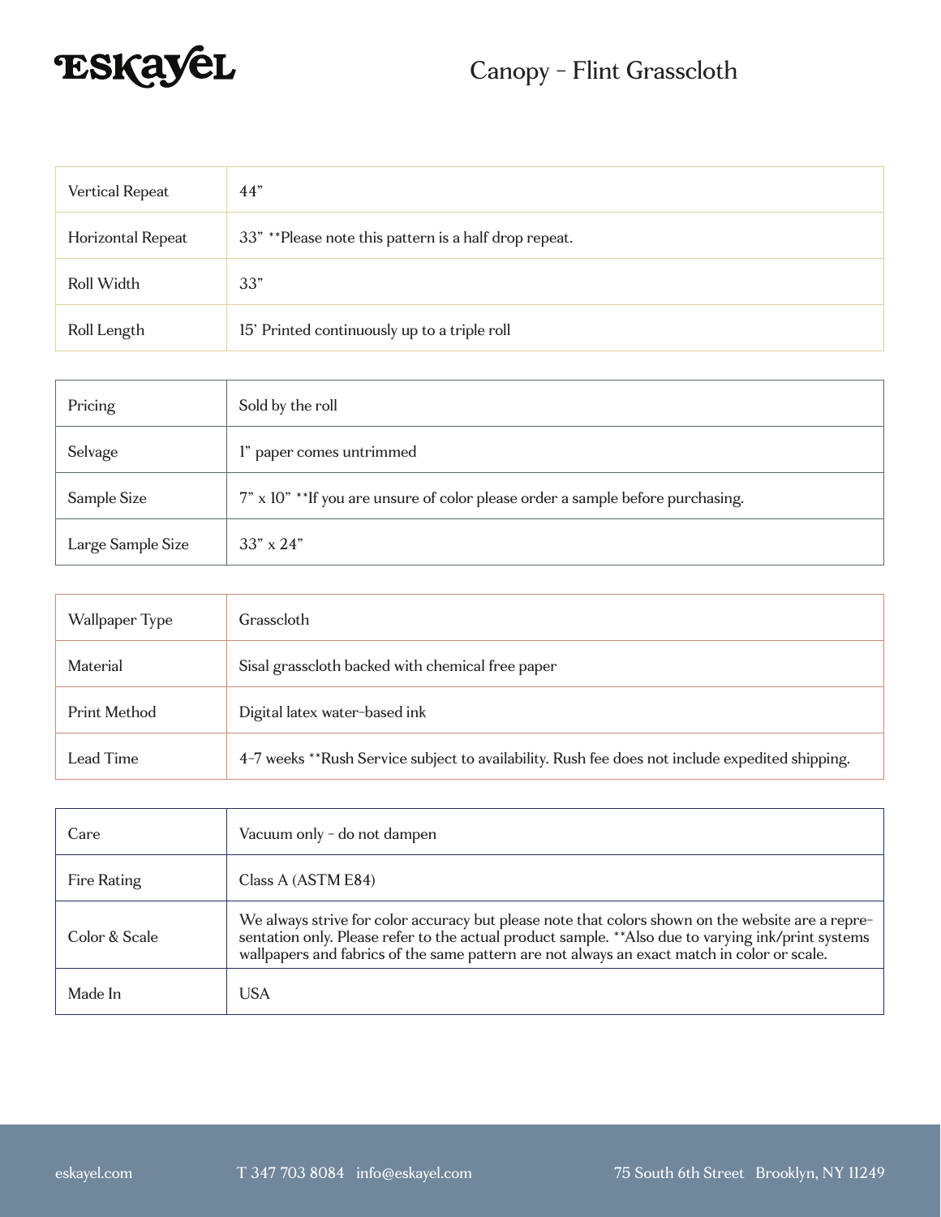# Canopy - Flint Grasscloth

| | |
|---|---|
| Vertical Repeat | 44” |
| Horizontal Repeat | 33” **Please note this pattern is a half drop repeat. |
| Roll Width | 33” |
| Roll Length | 15’ Printed continuously up to a triple roll |

| | |
|---|---|
| Pricing | Sold by the roll |
| Selvage | 1” paper comes untrimmed |
| Sample Size | 7” x 10” **If you are unsure of color please order a sample before purchasing. |
| Large Sample Size | 33” x 24” |

| | |
|---|---|
| Wallpaper Type | Grasscloth |
| Material | Sisal grasscloth backed with chemical free paper |
| Print Method | Digital latex water-based ink |
| Lead Time | 4-7 weeks **Rush Service subject to availability. Rush fee does not include expedited shipping. |

| | |
|---|---|
| Care | Vacuum only - do not dampen |
| Fire Rating | Class A (ASTM E84) |
| Color & Scale | We always strive for color accuracy but please note that colors shown on the website are a representation only. Please refer to the actual product sample. **Also due to varying ink/print systems wallpapers and fabrics of the same pattern are not always an exact match in color or scale. |
| Made In | USA |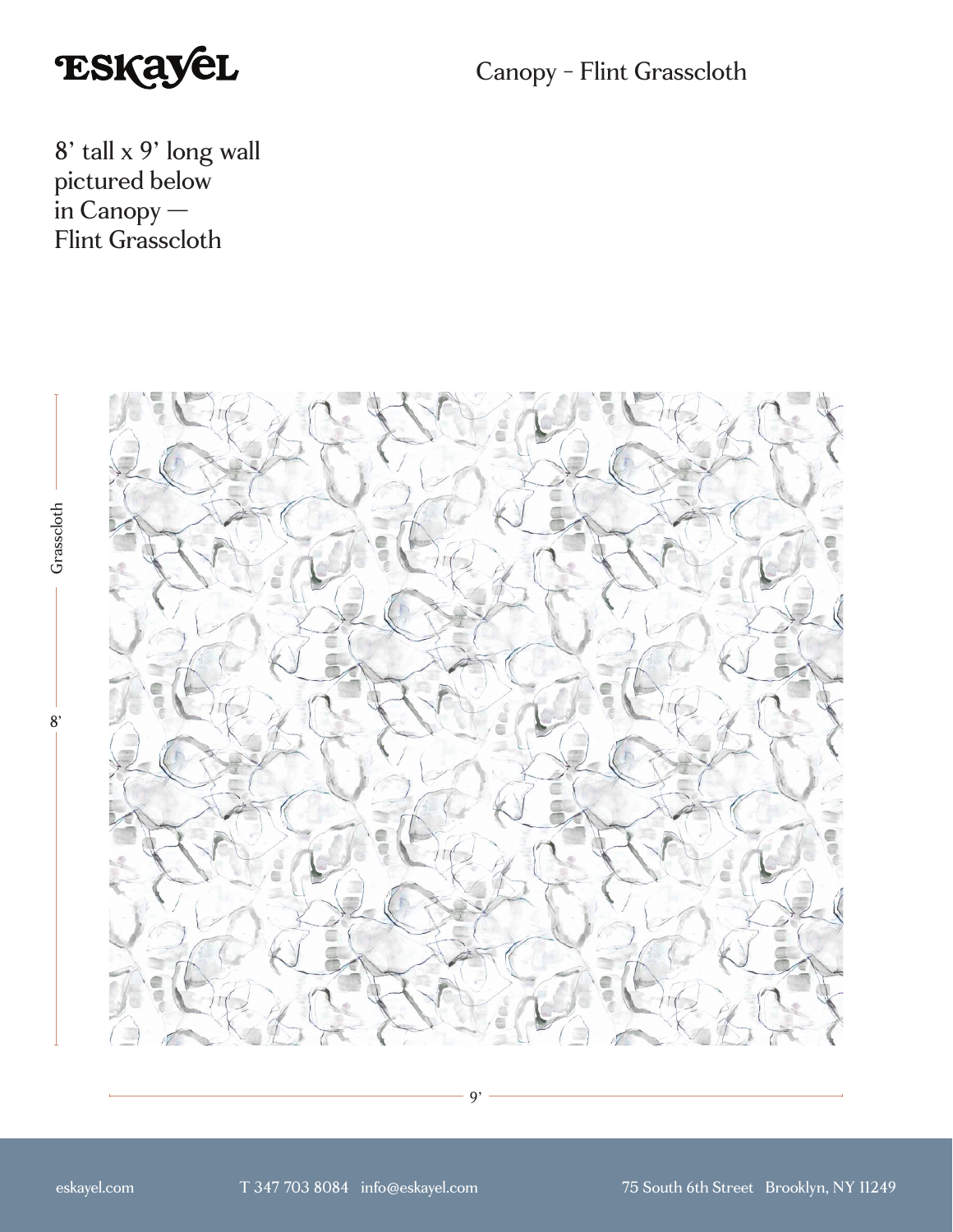# Canopy - Flint Grasscloth

8' tall x 9' long wall pictured below in Canopy — Flint Grasscloth

Grasscloth

8'

9'

eskayel.com T 347 703 8084 info@eskayel.com 75 South 6th Street Brooklyn, NY 11249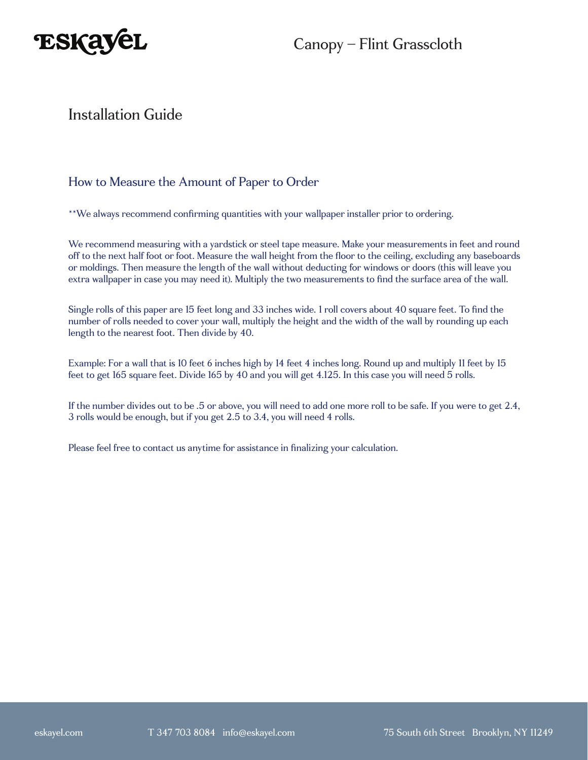# Installation Guide

## How to Measure the Amount of Paper to Order

**We always recommend confirming quantities with your wallpaper installer prior to ordering.

We recommend measuring with a yardstick or steel tape measure. Make your measurements in feet and round off to the next half foot or foot. Measure the wall height from the floor to the ceiling, excluding any baseboards or moldings. Then measure the length of the wall without deducting for windows or doors (this will leave you extra wallpaper in case you may need it). Multiply the two measurements to find the surface area of the wall.

Single rolls of this paper are 15 feet long and 33 inches wide. 1 roll covers about 40 square feet. To find the number of rolls needed to cover your wall, multiply the height and the width of the wall by rounding up each length to the nearest foot. Then divide by 40.

Example: For a wall that is 10 feet 6 inches high by 14 feet 4 inches long. Round up and multiply 11 feet by 15 feet to get 165 square feet. Divide 165 by 40 and you will get 4.125. In this case you will need 5 rolls.

If the number divides out to be .5 or above, you will need to add one more roll to be safe. If you were to get 2.4, 3 rolls would be enough, but if you get 2.5 to 3.4, you will need 4 rolls.

Please feel free to contact us anytime for assistance in finalizing your calculation.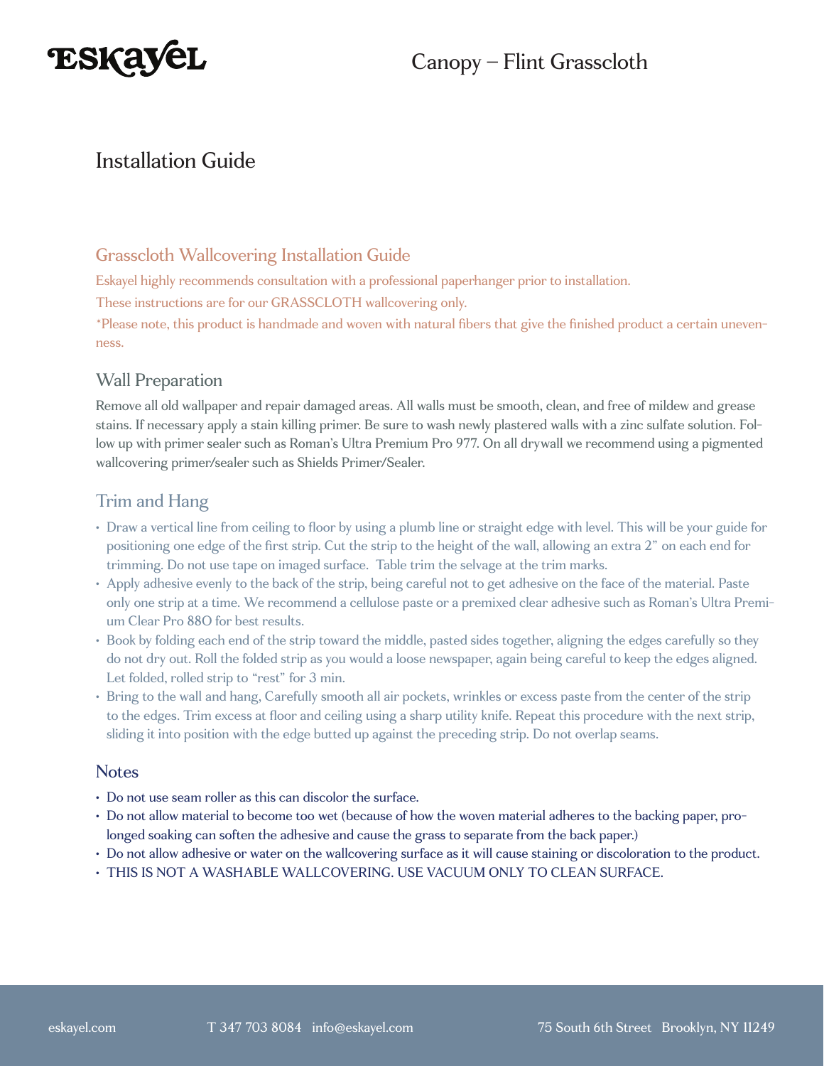Canopy – Flint Grasscloth

# Installation Guide

## Grasscloth Wallcovering Installation Guide

Eskayel highly recommends consultation with a professional paperhanger prior to installation.

These instructions are for our GRASSCLOTH wallcovering only.

*Please note, this product is handmade and woven with natural fibers that give the finished product a certain unevenness.

## Wall Preparation

Remove all old wallpaper and repair damaged areas. All walls must be smooth, clean, and free of mildew and grease stains. If necessary apply a stain killing primer. Be sure to wash newly plastered walls with a zinc sulfate solution. Follow up with primer sealer such as Roman's Ultra Premium Pro 977. On all drywall we recommend using a pigmented wallcovering primer/sealer such as Shields Primer/Sealer.

## Trim and Hang

- Draw a vertical line from ceiling to floor by using a plumb line or straight edge with level. This will be your guide for positioning one edge of the first strip. Cut the strip to the height of the wall, allowing an extra 2" on each end for trimming. Do not use tape on imaged surface. Table trim the selvage at the trim marks.
- Apply adhesive evenly to the back of the strip, being careful not to get adhesive on the face of the material. Paste only one strip at a time. We recommend a cellulose paste or a premixed clear adhesive such as Roman's Ultra Premium Clear Pro 88O for best results.
- Book by folding each end of the strip toward the middle, pasted sides together, aligning the edges carefully so they do not dry out. Roll the folded strip as you would a loose newspaper, again being careful to keep the edges aligned. Let folded, rolled strip to "rest" for 3 min.
- Bring to the wall and hang, Carefully smooth all air pockets, wrinkles or excess paste from the center of the strip to the edges. Trim excess at floor and ceiling using a sharp utility knife. Repeat this procedure with the next strip, sliding it into position with the edge butted up against the preceding strip. Do not overlap seams.

## Notes

- Do not use seam roller as this can discolor the surface.
- Do not allow material to become too wet (because of how the woven material adheres to the backing paper, prolonged soaking can soften the adhesive and cause the grass to separate from the back paper.)
- Do not allow adhesive or water on the wallcovering surface as it will cause staining or discoloration to the product.
- THIS IS NOT A WASHABLE WALLCOVERING. USE VACUUM ONLY TO CLEAN SURFACE.

eskayel.com T 347 703 8084 info@eskayel.com 75 South 6th Street Brooklyn, NY 11249